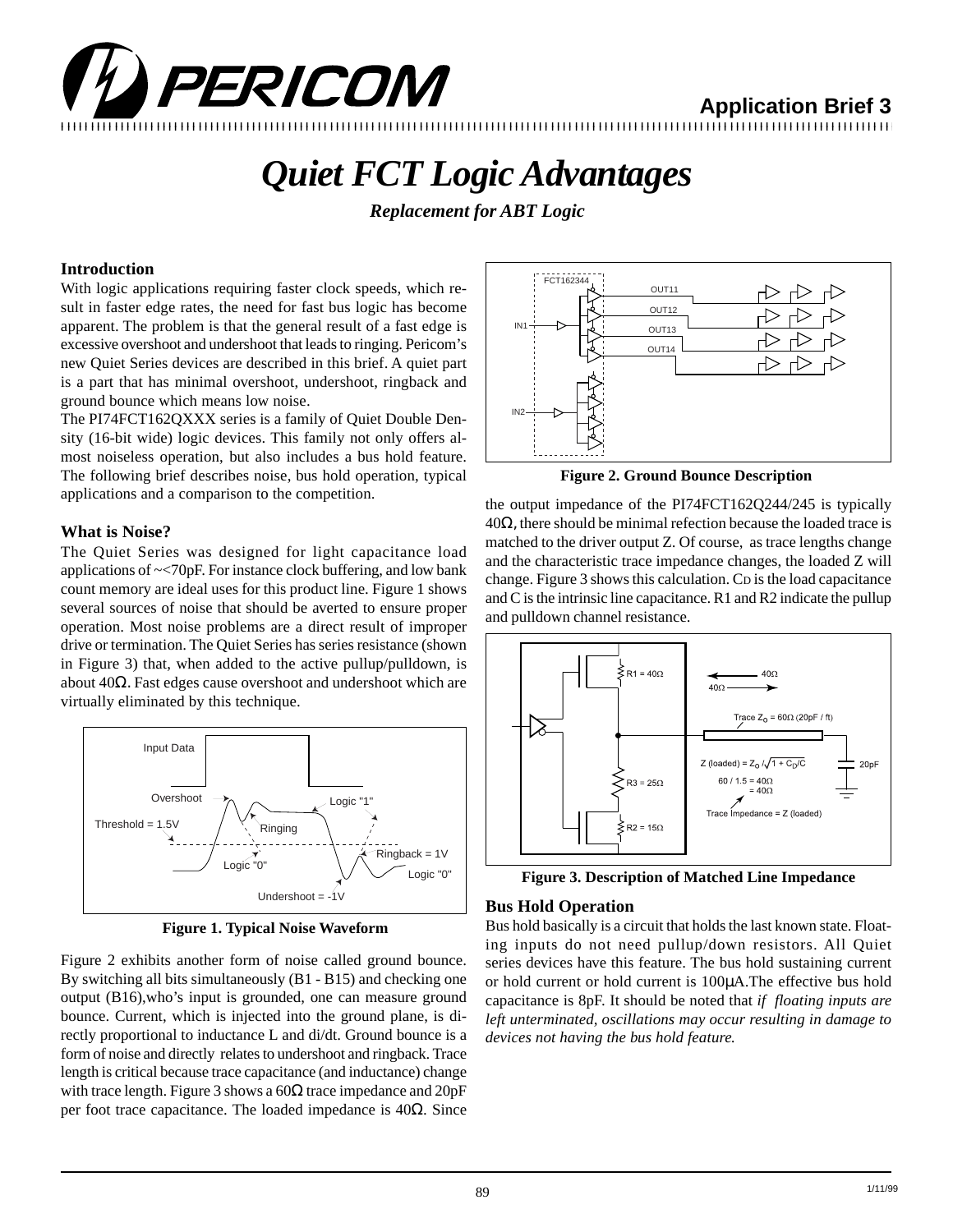**Application Brief 3**

# *Quiet FCT Logic Advantages*

***Replacement for ABT Logic***

### Introduction

With logic applications requiring faster clock speeds, which result in faster edge rates, the need for fast bus logic has become apparent. The problem is that the general result of a fast edge is excessive overshoot and undershoot that leads to ringing. Pericom's new Quiet Series devices are described in this brief. A quiet part is a part that has minimal overshoot, undershoot, ringback and ground bounce which means low noise.

The PI74FCT162QXXX series is a family of Quiet Double Density (16-bit wide) logic devices. This family not only offers almost noiseless operation, but also includes a bus hold feature. The following brief describes noise, bus hold operation, typical applications and a comparison to the competition.

### What is Noise?

The Quiet Series was designed for light capacitance load applications of ~<70pF. For instance clock buffering, and low bank count memory are ideal uses for this product line. Figure 1 shows several sources of noise that should be averted to ensure proper operation. Most noise problems are a direct result of improper drive or termination. The Quiet Series has series resistance (shown in Figure 3) that, when added to the active pullup/pulldown, is about 40Ω. Fast edges cause overshoot and undershoot which are virtually eliminated by this technique.

**Figure 1. Typical Noise Waveform**

Figure 2 exhibits another form of noise called ground bounce. By switching all bits simultaneously (B1 - B15) and checking one output (B16),who's input is grounded, one can measure ground bounce. Current, which is injected into the ground plane, is directly proportional to inductance L and di/dt. Ground bounce is a form of noise and directly relates to undershoot and ringback. Trace length is critical because trace capacitance (and inductance) change with trace length. Figure 3 shows a 60Ω trace impedance and 20pF per foot trace capacitance. The loaded impedance is 40Ω. Since

**Figure 2. Ground Bounce Description**

the output impedance of the PI74FCT162Q244/245 is typically 40Ω, there should be minimal refection because the loaded trace is matched to the driver output Z. Of course, as trace lengths change and the characteristic trace impedance changes, the loaded Z will change. Figure 3 shows this calculation. $C_D$ is the load capacitance and C is the intrinsic line capacitance. R1 and R2 indicate the pullup and pulldown channel resistance.

**Figure 3. Description of Matched Line Impedance**

### Bus Hold Operation

Bus hold basically is a circuit that holds the last known state. Floating inputs do not need pullup/down resistors. All Quiet series devices have this feature. The bus hold sustaining current or hold current or hold current is 100μA.The effective bus hold capacitance is 8pF. It should be noted that *if floating inputs are left unterminated, oscillations may occur resulting in damage to devices not having the bus hold feature.*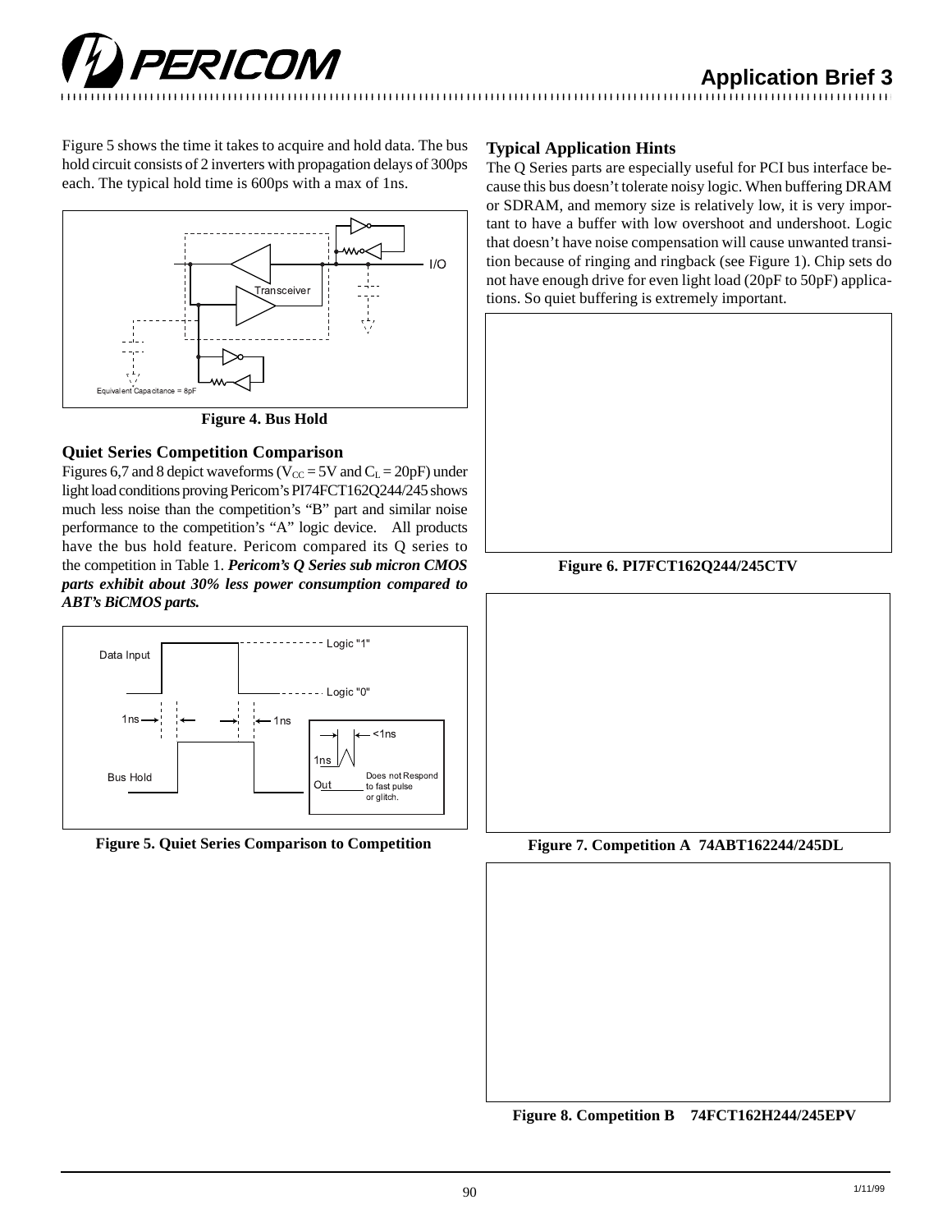Figure 5 shows the time it takes to acquire and hold data. The bus hold circuit consists of 2 inverters with propagation delays of 300ps each. The typical hold time is 600ps with a max of 1ns.

Figure 4. Bus Hold

### Quiet Series Competition Comparison

Figures 6,7 and 8 depict waveforms ($V_{CC}$ = 5V and $C_L$ = 20pF) under light load conditions proving Pericom's PI74FCT162Q244/245 shows much less noise than the competition's "B" part and similar noise performance to the competition's "A" logic device. All products have the bus hold feature. Pericom compared its Q series to the competition in Table 1. ***Pericom's Q Series sub micron CMOS parts exhibit about 30% less power consumption compared to ABT's BiCMOS parts.***

Figure 5. Quiet Series Comparison to Competition

### Typical Application Hints

The Q Series parts are especially useful for PCI bus interface because this bus doesn't tolerate noisy logic. When buffering DRAM or SDRAM, and memory size is relatively low, it is very important to have a buffer with low overshoot and undershoot. Logic that doesn't have noise compensation will cause unwanted transition because of ringing and ringback (see Figure 1). Chip sets do not have enough drive for even light load (20pF to 50pF) applications. So quiet buffering is extremely important.

Figure 6. PI7FCT162Q244/245CTV

Figure 7. Competition A 74ABT162244/245DL

Figure 8. Competition B 74FCT162H244/245EPV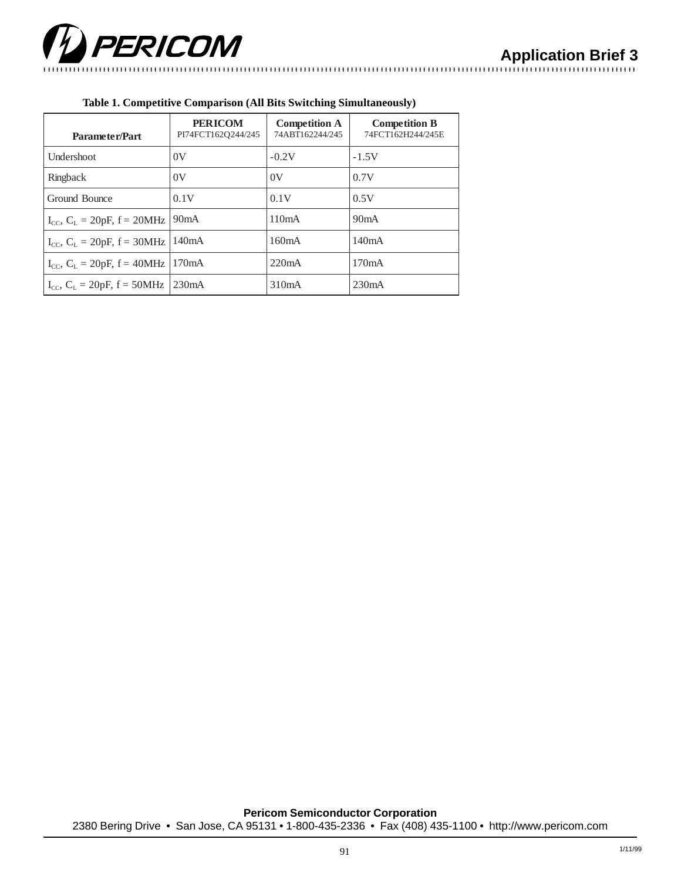**Table 1. Competitive Comparison (All Bits Switching Simultaneously)**

| Parameter/Part | PERICOM PI74FCT162Q244/245 | Competition A 74ABT162244/245 | Competition B 74FCT162H244/245E |
|---|---|---|---|
| Undershoot | 0V | -0.2V | -1.5V |
| Ringback | 0V | 0V | 0.7V |
| Ground Bounce | 0.1V | 0.1V | 0.5V |
| $I_{CC}$, $C_L$ = 20pF, f = 20MHz | 90mA | 110mA | 90mA |
| $I_{CC}$, $C_L$ = 20pF, f = 30MHz | 140mA | 160mA | 140mA |
| $I_{CC}$, $C_L$ = 20pF, f = 40MHz | 170mA | 220mA | 170mA |
| $I_{CC}$, $C_L$ = 20pF, f = 50MHz | 230mA | 310mA | 230mA |